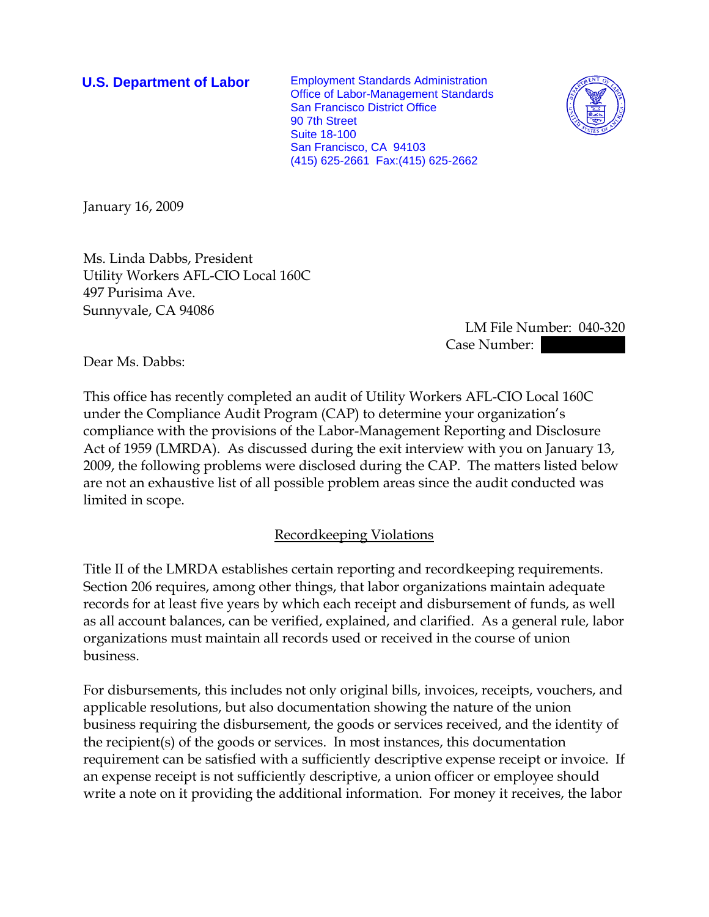**U.S. Department of Labor**

Employment Standards Administration
Office of Labor-Management Standards
San Francisco District Office
90 7th Street
Suite 18-100
San Francisco, CA 94103
(415) 625-2661 Fax:(415) 625-2662

January 16, 2009

Ms. Linda Dabbs, President
Utility Workers AFL-CIO Local 160C
497 Purisima Ave.
Sunnyvale, CA 94086

LM File Number: 040-320
Case Number: [redacted]

Dear Ms. Dabbs:

This office has recently completed an audit of Utility Workers AFL-CIO Local 160C under the Compliance Audit Program (CAP) to determine your organization's compliance with the provisions of the Labor-Management Reporting and Disclosure Act of 1959 (LMRDA). As discussed during the exit interview with you on January 13, 2009, the following problems were disclosed during the CAP. The matters listed below are not an exhaustive list of all possible problem areas since the audit conducted was limited in scope.

## Recordkeeping Violations

Title II of the LMRDA establishes certain reporting and recordkeeping requirements. Section 206 requires, among other things, that labor organizations maintain adequate records for at least five years by which each receipt and disbursement of funds, as well as all account balances, can be verified, explained, and clarified. As a general rule, labor organizations must maintain all records used or received in the course of union business.

For disbursements, this includes not only original bills, invoices, receipts, vouchers, and applicable resolutions, but also documentation showing the nature of the union business requiring the disbursement, the goods or services received, and the identity of the recipient(s) of the goods or services. In most instances, this documentation requirement can be satisfied with a sufficiently descriptive expense receipt or invoice. If an expense receipt is not sufficiently descriptive, a union officer or employee should write a note on it providing the additional information. For money it receives, the labor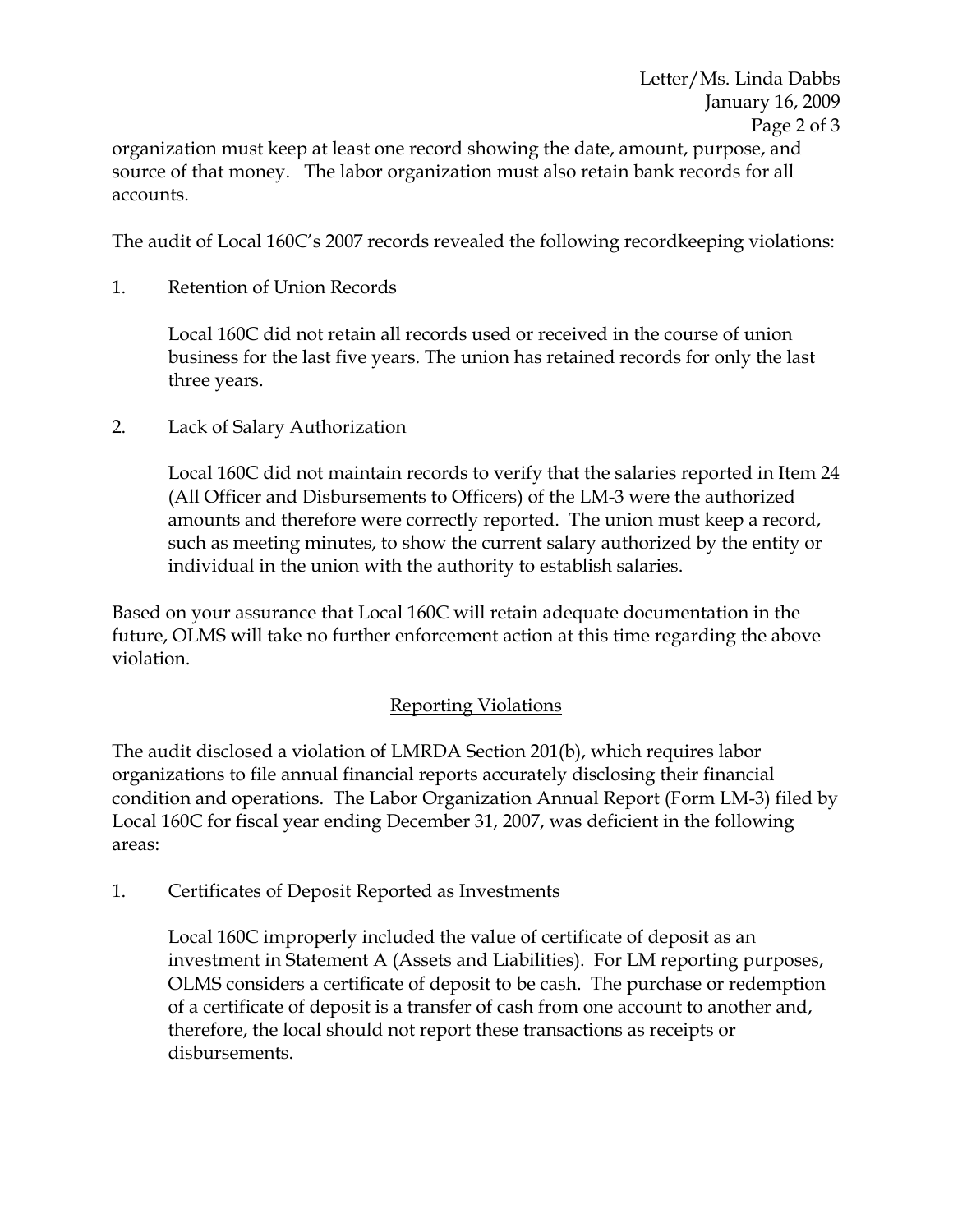organization must keep at least one record showing the date, amount, purpose, and source of that money. The labor organization must also retain bank records for all accounts.

The audit of Local 160C's 2007 records revealed the following recordkeeping violations:

1. Retention of Union Records

   Local 160C did not retain all records used or received in the course of union business for the last five years. The union has retained records for only the last three years.

2. Lack of Salary Authorization

   Local 160C did not maintain records to verify that the salaries reported in Item 24 (All Officer and Disbursements to Officers) of the LM-3 were the authorized amounts and therefore were correctly reported. The union must keep a record, such as meeting minutes, to show the current salary authorized by the entity or individual in the union with the authority to establish salaries.

Based on your assurance that Local 160C will retain adequate documentation in the future, OLMS will take no further enforcement action at this time regarding the above violation.

## Reporting Violations

The audit disclosed a violation of LMRDA Section 201(b), which requires labor organizations to file annual financial reports accurately disclosing their financial condition and operations. The Labor Organization Annual Report (Form LM-3) filed by Local 160C for fiscal year ending December 31, 2007, was deficient in the following areas:

1. Certificates of Deposit Reported as Investments

   Local 160C improperly included the value of certificate of deposit as an investment in Statement A (Assets and Liabilities). For LM reporting purposes, OLMS considers a certificate of deposit to be cash. The purchase or redemption of a certificate of deposit is a transfer of cash from one account to another and, therefore, the local should not report these transactions as receipts or disbursements.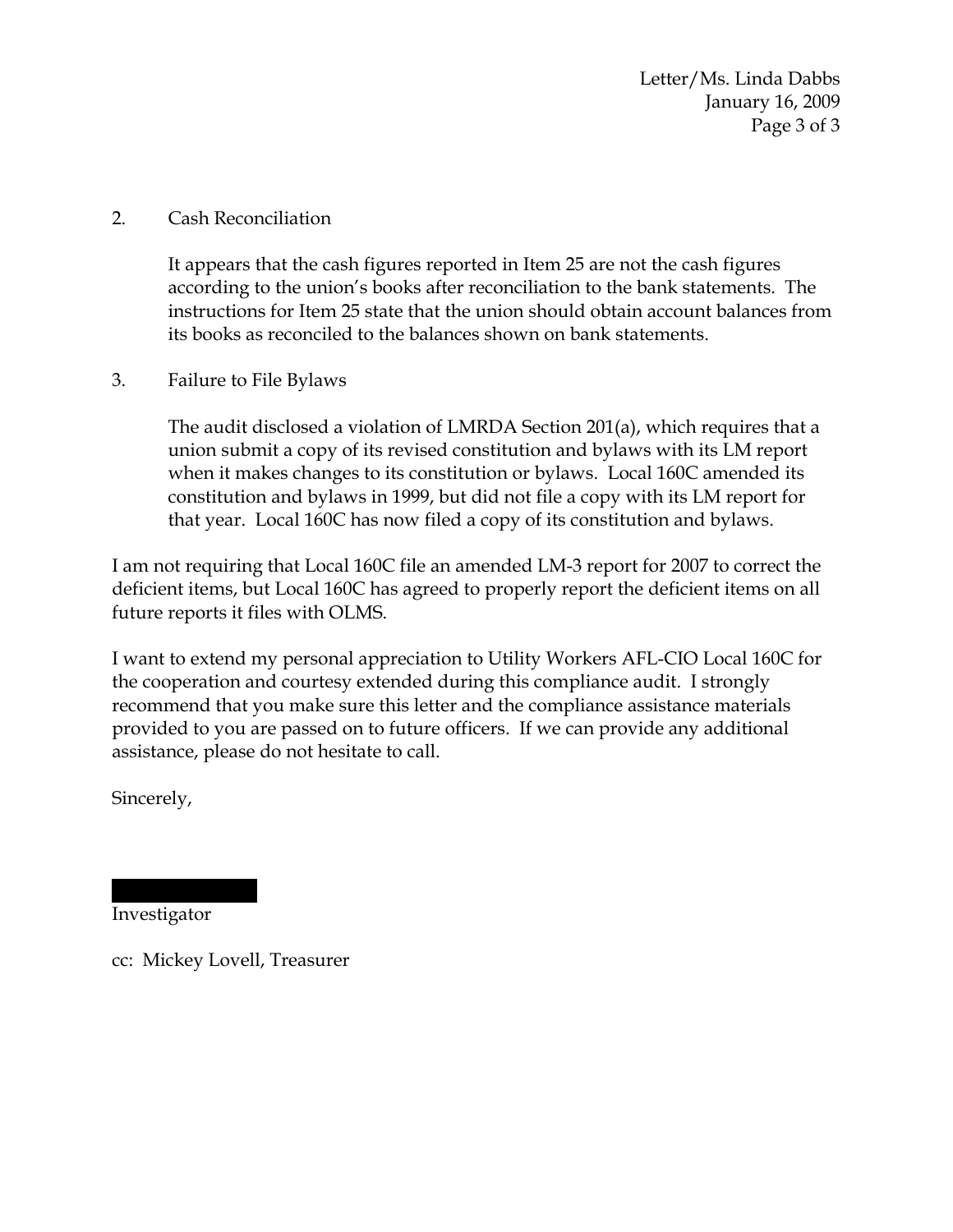2. Cash Reconciliation

   It appears that the cash figures reported in Item 25 are not the cash figures according to the union's books after reconciliation to the bank statements. The instructions for Item 25 state that the union should obtain account balances from its books as reconciled to the balances shown on bank statements.

3. Failure to File Bylaws

   The audit disclosed a violation of LMRDA Section 201(a), which requires that a union submit a copy of its revised constitution and bylaws with its LM report when it makes changes to its constitution or bylaws. Local 160C amended its constitution and bylaws in 1999, but did not file a copy with its LM report for that year. Local 160C has now filed a copy of its constitution and bylaws.

I am not requiring that Local 160C file an amended LM-3 report for 2007 to correct the deficient items, but Local 160C has agreed to properly report the deficient items on all future reports it files with OLMS.

I want to extend my personal appreciation to Utility Workers AFL-CIO Local 160C for the cooperation and courtesy extended during this compliance audit. I strongly recommend that you make sure this letter and the compliance assistance materials provided to you are passed on to future officers. If we can provide any additional assistance, please do not hesitate to call.

Sincerely,

Investigator

cc: Mickey Lovell, Treasurer